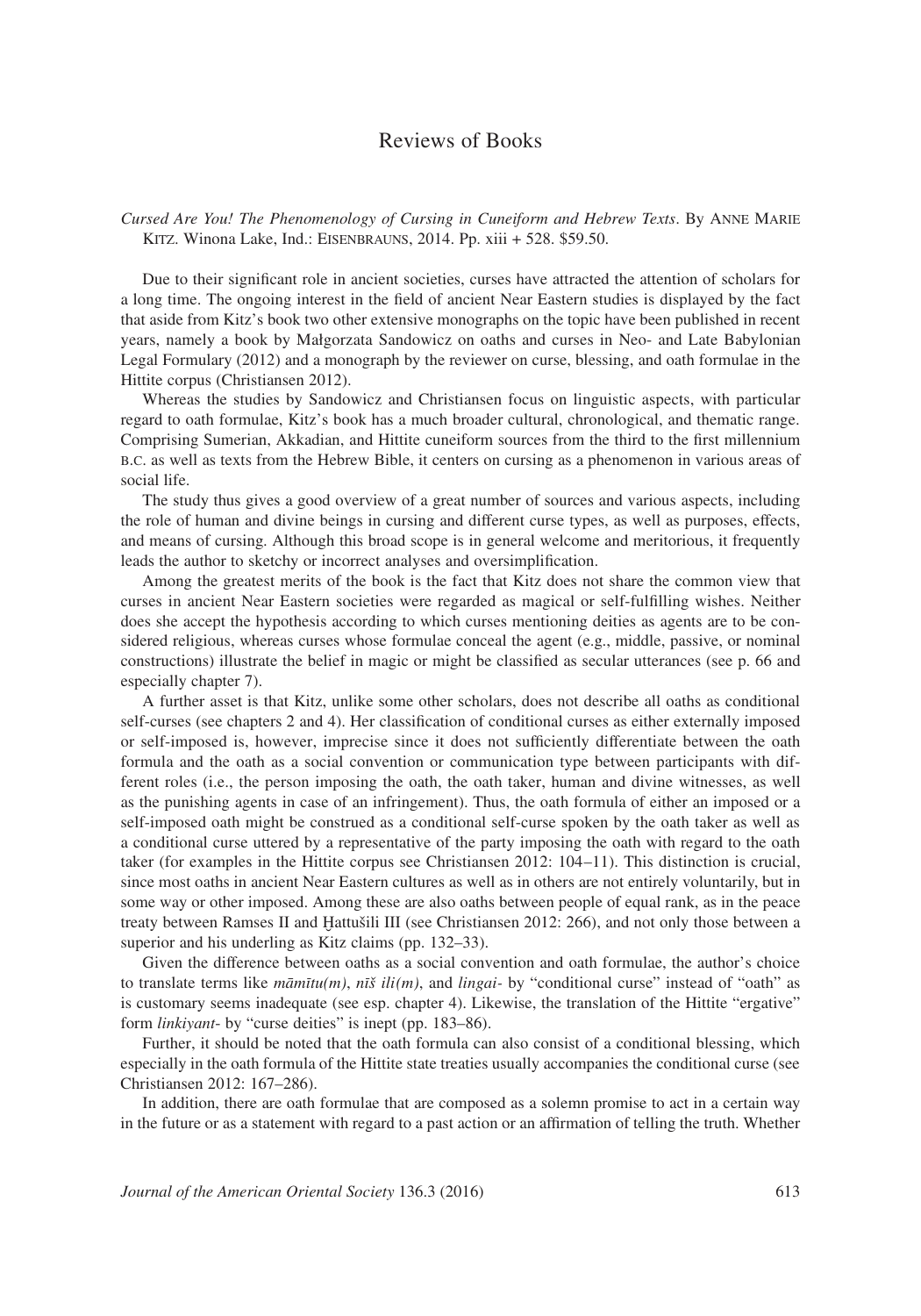# Reviews of Books

*Cursed Are You! The Phenomenology of Cursing in Cuneiform and Hebrew Texts*. By Anne Marie Kitz. Winona Lake, Ind.: Eisenbrauns, 2014. Pp. xiii + 528. $59.50.

Due to their significant role in ancient societies, curses have attracted the attention of scholars for a long time. The ongoing interest in the field of ancient Near Eastern studies is displayed by the fact that aside from Kitz's book two other extensive monographs on the topic have been published in recent years, namely a book by Małgorzata Sandowicz on oaths and curses in Neo- and Late Babylonian Legal Formulary (2012) and a monograph by the reviewer on curse, blessing, and oath formulae in the Hittite corpus (Christiansen 2012).

Whereas the studies by Sandowicz and Christiansen focus on linguistic aspects, with particular regard to oath formulae, Kitz's book has a much broader cultural, chronological, and thematic range. Comprising Sumerian, Akkadian, and Hittite cuneiform sources from the third to the first millennium B.C. as well as texts from the Hebrew Bible, it centers on cursing as a phenomenon in various areas of social life.

The study thus gives a good overview of a great number of sources and various aspects, including the role of human and divine beings in cursing and different curse types, as well as purposes, effects, and means of cursing. Although this broad scope is in general welcome and meritorious, it frequently leads the author to sketchy or incorrect analyses and oversimplification.

Among the greatest merits of the book is the fact that Kitz does not share the common view that curses in ancient Near Eastern societies were regarded as magical or self-fulfilling wishes. Neither does she accept the hypothesis according to which curses mentioning deities as agents are to be considered religious, whereas curses whose formulae conceal the agent (e.g., middle, passive, or nominal constructions) illustrate the belief in magic or might be classified as secular utterances (see p. 66 and especially chapter 7).

A further asset is that Kitz, unlike some other scholars, does not describe all oaths as conditional self-curses (see chapters 2 and 4). Her classification of conditional curses as either externally imposed or self-imposed is, however, imprecise since it does not sufficiently differentiate between the oath formula and the oath as a social convention or communication type between participants with different roles (i.e., the person imposing the oath, the oath taker, human and divine witnesses, as well as the punishing agents in case of an infringement). Thus, the oath formula of either an imposed or a self-imposed oath might be construed as a conditional self-curse spoken by the oath taker as well as a conditional curse uttered by a representative of the party imposing the oath with regard to the oath taker (for examples in the Hittite corpus see Christiansen 2012: 104–11). This distinction is crucial, since most oaths in ancient Near Eastern cultures as well as in others are not entirely voluntarily, but in some way or other imposed. Among these are also oaths between people of equal rank, as in the peace treaty between Ramses II and Ḫattušili III (see Christiansen 2012: 266), and not only those between a superior and his underling as Kitz claims (pp. 132–33).

Given the difference between oaths as a social convention and oath formulae, the author's choice to translate terms like *māmītu(m)*, *nīš ili(m)*, and *lingai-* by "conditional curse" instead of "oath" as is customary seems inadequate (see esp. chapter 4). Likewise, the translation of the Hittite "ergative" form *linkiyant-* by "curse deities" is inept (pp. 183–86).

Further, it should be noted that the oath formula can also consist of a conditional blessing, which especially in the oath formula of the Hittite state treaties usually accompanies the conditional curse (see Christiansen 2012: 167–286).

In addition, there are oath formulae that are composed as a solemn promise to act in a certain way in the future or as a statement with regard to a past action or an affirmation of telling the truth. Whether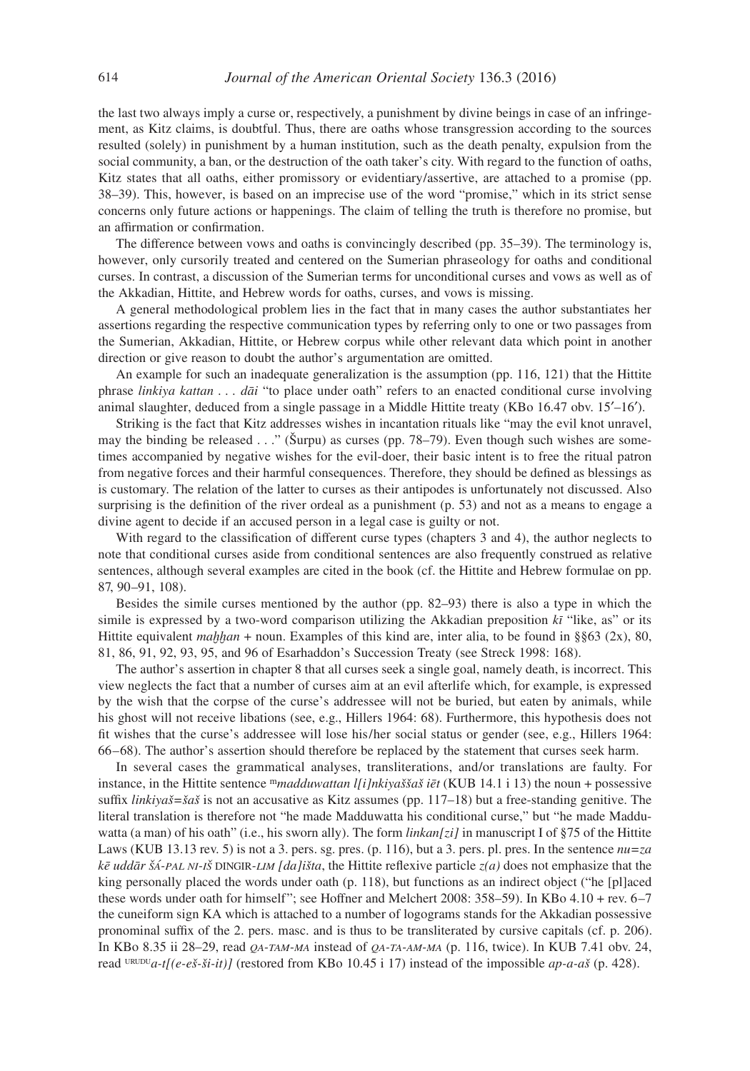the last two always imply a curse or, respectively, a punishment by divine beings in case of an infringement, as Kitz claims, is doubtful. Thus, there are oaths whose transgression according to the sources resulted (solely) in punishment by a human institution, such as the death penalty, expulsion from the social community, a ban, or the destruction of the oath taker's city. With regard to the function of oaths, Kitz states that all oaths, either promissory or evidentiary/assertive, are attached to a promise (pp. 38–39). This, however, is based on an imprecise use of the word "promise," which in its strict sense concerns only future actions or happenings. The claim of telling the truth is therefore no promise, but an affirmation or confirmation.

The difference between vows and oaths is convincingly described (pp. 35–39). The terminology is, however, only cursorily treated and centered on the Sumerian phraseology for oaths and conditional curses. In contrast, a discussion of the Sumerian terms for unconditional curses and vows as well as of the Akkadian, Hittite, and Hebrew words for oaths, curses, and vows is missing.

A general methodological problem lies in the fact that in many cases the author substantiates her assertions regarding the respective communication types by referring only to one or two passages from the Sumerian, Akkadian, Hittite, or Hebrew corpus while other relevant data which point in another direction or give reason to doubt the author's argumentation are omitted.

An example for such an inadequate generalization is the assumption (pp. 116, 121) that the Hittite phrase *linkiya kattan . . . dāi* "to place under oath" refers to an enacted conditional curse involving animal slaughter, deduced from a single passage in a Middle Hittite treaty (KBo 16.47 obv. 15′–16′).

Striking is the fact that Kitz addresses wishes in incantation rituals like "may the evil knot unravel, may the binding be released . . ." (Šurpu) as curses (pp. 78–79). Even though such wishes are sometimes accompanied by negative wishes for the evil-doer, their basic intent is to free the ritual patron from negative forces and their harmful consequences. Therefore, they should be defined as blessings as is customary. The relation of the latter to curses as their antipodes is unfortunately not discussed. Also surprising is the definition of the river ordeal as a punishment (p. 53) and not as a means to engage a divine agent to decide if an accused person in a legal case is guilty or not.

With regard to the classification of different curse types (chapters 3 and 4), the author neglects to note that conditional curses aside from conditional sentences are also frequently construed as relative sentences, although several examples are cited in the book (cf. the Hittite and Hebrew formulae on pp. 87, 90–91, 108).

Besides the simile curses mentioned by the author (pp. 82–93) there is also a type in which the simile is expressed by a two-word comparison utilizing the Akkadian preposition *kī* "like, as" or its Hittite equivalent *maḫḫan* + noun. Examples of this kind are, inter alia, to be found in §§63 (2x), 80, 81, 86, 91, 92, 93, 95, and 96 of Esarhaddon's Succession Treaty (see Streck 1998: 168).

The author's assertion in chapter 8 that all curses seek a single goal, namely death, is incorrect. This view neglects the fact that a number of curses aim at an evil afterlife which, for example, is expressed by the wish that the corpse of the curse's addressee will not be buried, but eaten by animals, while his ghost will not receive libations (see, e.g., Hillers 1964: 68). Furthermore, this hypothesis does not fit wishes that the curse's addressee will lose his/her social status or gender (see, e.g., Hillers 1964: 66–68). The author's assertion should therefore be replaced by the statement that curses seek harm.

In several cases the grammatical analyses, transliterations, and/or translations are faulty. For instance, in the Hittite sentence ᵐ*madduwattan l[i]nkiyaššaš iēt* (KUB 14.1 i 13) the noun + possessive suffix *linkiyaš=šaš* is not an accusative as Kitz assumes (pp. 117–18) but a free-standing genitive. The literal translation is therefore not "he made Madduwatta his conditional curse," but "he made Madduwatta (a man) of his oath" (i.e., his sworn ally). The form *linkan[zi]* in manuscript I of §75 of the Hittite Laws (KUB 13.13 rev. 5) is not a 3. pers. sg. pres. (p. 116), but a 3. pers. pl. pres. In the sentence *nu=za kē uddār* ŠÁ-PAL NI-IŠ DINGIR-LIM *[da]išta*, the Hittite reflexive particle *z(a)* does not emphasize that the king personally placed the words under oath (p. 118), but functions as an indirect object ("he [pl]aced these words under oath for himself"; see Hoffner and Melchert 2008: 358–59). In KBo 4.10 + rev. 6–7 the cuneiform sign KA which is attached to a number of logograms stands for the Akkadian possessive pronominal suffix of the 2. pers. masc. and is thus to be transliterated by cursive capitals (cf. p. 206). In KBo 8.35 ii 28–29, read *QA-TAM-MA* instead of *QA-TA-AM-MA* (p. 116, twice). In KUB 7.41 obv. 24, read ᵁᴿᵁᴰᵁ*a-t[(e-eš-ši-it)]* (restored from KBo 10.45 i 17) instead of the impossible *ap-a-aš* (p. 428).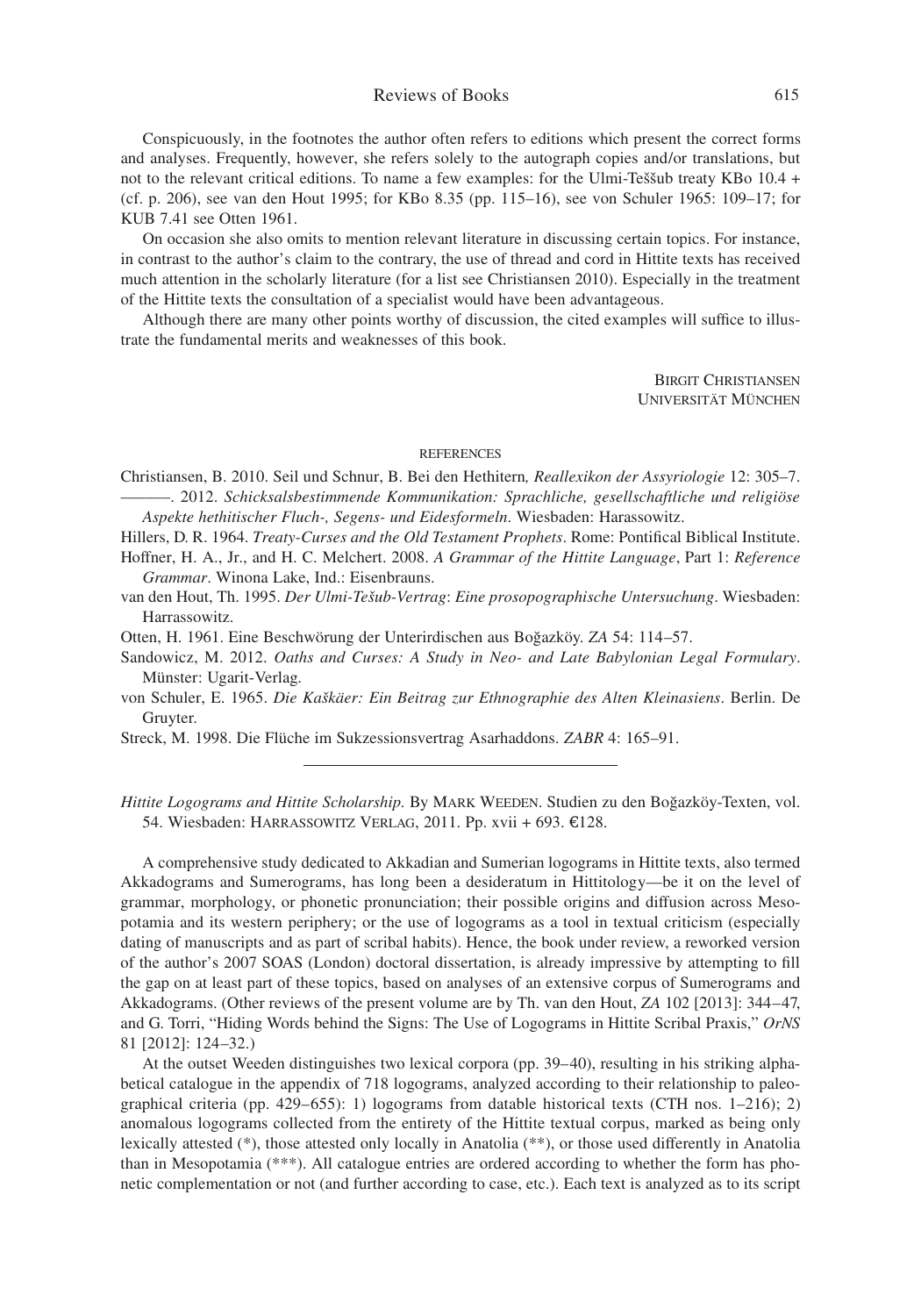Conspicuously, in the footnotes the author often refers to editions which present the correct forms and analyses. Frequently, however, she refers solely to the autograph copies and/or translations, but not to the relevant critical editions. To name a few examples: for the Ulmi-Teššub treaty KBo 10.4 + (cf. p. 206), see van den Hout 1995; for KBo 8.35 (pp. 115–16), see von Schuler 1965: 109–17; for KUB 7.41 see Otten 1961.

On occasion she also omits to mention relevant literature in discussing certain topics. For instance, in contrast to the author's claim to the contrary, the use of thread and cord in Hittite texts has received much attention in the scholarly literature (for a list see Christiansen 2010). Especially in the treatment of the Hittite texts the consultation of a specialist would have been advantageous.

Although there are many other points worthy of discussion, the cited examples will suffice to illustrate the fundamental merits and weaknesses of this book.

BIRGIT CHRISTIANSEN
UNIVERSITÄT MÜNCHEN

###### REFERENCES

Christiansen, B. 2010. Seil und Schnur, B. Bei den Hethitern, *Reallexikon der Assyriologie* 12: 305–7.

———. 2012. *Schicksalsbestimmende Kommunikation: Sprachliche, gesellschaftliche und religiöse Aspekte hethitischer Fluch-, Segens- und Eidesformeln*. Wiesbaden: Harassowitz.

Hillers, D. R. 1964. *Treaty-Curses and the Old Testament Prophets*. Rome: Pontifical Biblical Institute.

Hoffner, H. A., Jr., and H. C. Melchert. 2008. *A Grammar of the Hittite Language*, Part 1: *Reference Grammar*. Winona Lake, Ind.: Eisenbrauns.

van den Hout, Th. 1995. *Der Ulmi-Tešub-Vertrag*: *Eine prosopographische Untersuchung*. Wiesbaden: Harrassowitz.

Otten, H. 1961. Eine Beschwörung der Unterirdischen aus Boğazköy. *ZA* 54: 114–57.

Sandowicz, M. 2012. *Oaths and Curses: A Study in Neo- and Late Babylonian Legal Formulary*. Münster: Ugarit-Verlag.

von Schuler, E. 1965. *Die Kaškäer: Ein Beitrag zur Ethnographie des Alten Kleinasiens*. Berlin. De Gruyter.

Streck, M. 1998. Die Flüche im Sukzessionsvertrag Asarhaddons. *ZABR* 4: 165–91.

---

*Hittite Logograms and Hittite Scholarship.* By MARK WEEDEN. Studien zu den Boğazköy-Texten, vol. 54. Wiesbaden: HARRASSOWITZ VERLAG, 2011. Pp. xvii + 693. €128.

A comprehensive study dedicated to Akkadian and Sumerian logograms in Hittite texts, also termed Akkadograms and Sumerograms, has long been a desideratum in Hittitology—be it on the level of grammar, morphology, or phonetic pronunciation; their possible origins and diffusion across Mesopotamia and its western periphery; or the use of logograms as a tool in textual criticism (especially dating of manuscripts and as part of scribal habits). Hence, the book under review, a reworked version of the author's 2007 SOAS (London) doctoral dissertation, is already impressive by attempting to fill the gap on at least part of these topics, based on analyses of an extensive corpus of Sumerograms and Akkadograms. (Other reviews of the present volume are by Th. van den Hout, *ZA* 102 [2013]: 344–47, and G. Torri, "Hiding Words behind the Signs: The Use of Logograms in Hittite Scribal Praxis," *OrNS* 81 [2012]: 124–32.)

At the outset Weeden distinguishes two lexical corpora (pp. 39–40), resulting in his striking alphabetical catalogue in the appendix of 718 logograms, analyzed according to their relationship to paleographical criteria (pp. 429–655): 1) logograms from datable historical texts (CTH nos. 1–216); 2) anomalous logograms collected from the entirety of the Hittite textual corpus, marked as being only lexically attested (*), those attested only locally in Anatolia (**), or those used differently in Anatolia than in Mesopotamia (***). All catalogue entries are ordered according to whether the form has phonetic complementation or not (and further according to case, etc.). Each text is analyzed as to its script